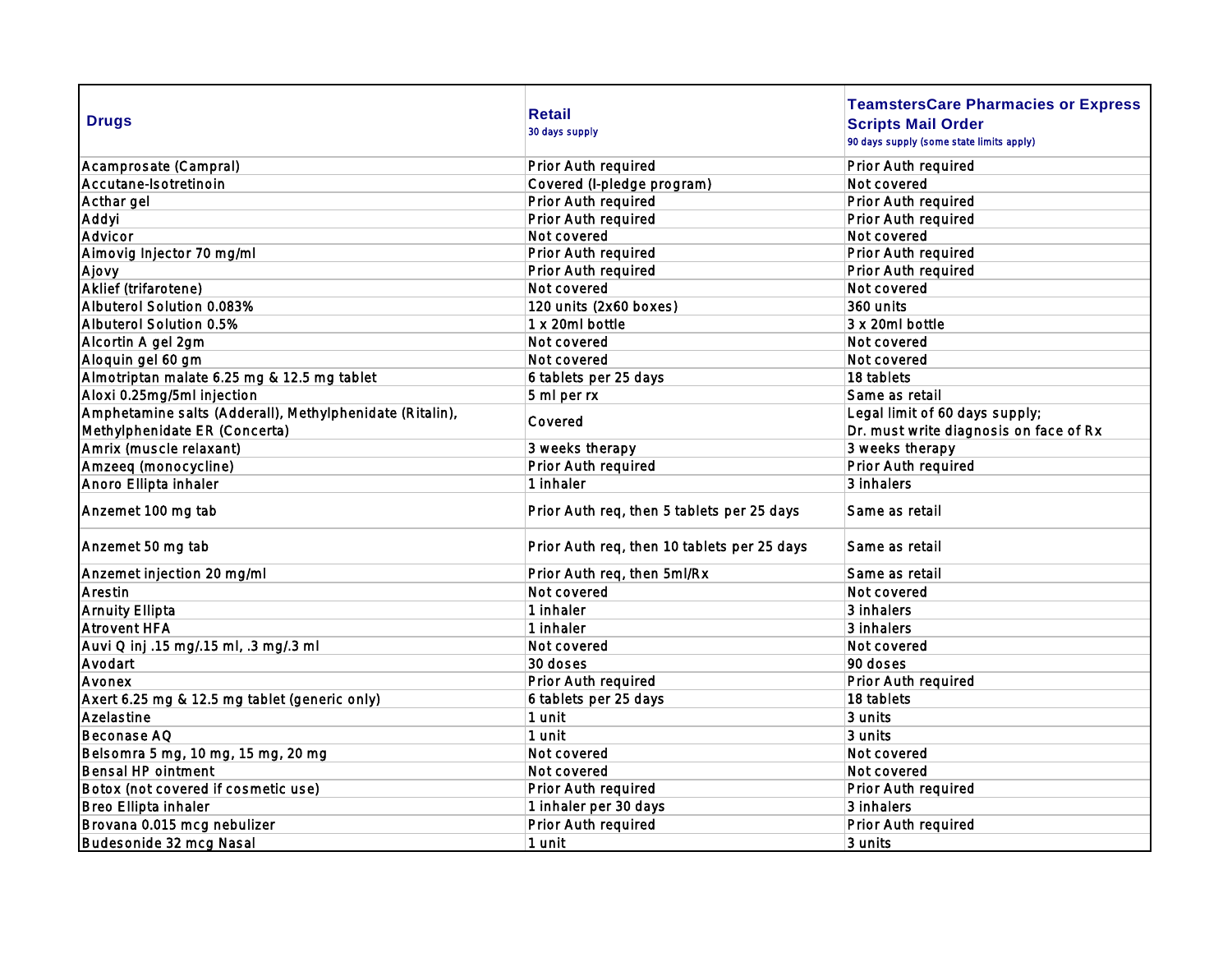| Drugs | Retail<br>30 days supply | TeamstersCare Pharmacies or Express Scripts Mail Order<br>90 days supply (some state limits apply) |
|---|---|---|
| Acamprosate (Campral) | Prior Auth required | Prior Auth required |
| Accutane-Isotretinoin | Covered (I-pledge program) | Not covered |
| Acthar gel | Prior Auth required | Prior Auth required |
| Addyi | Prior Auth required | Prior Auth required |
| Advicor | Not covered | Not covered |
| Aimovig Injector 70 mg/ml | Prior Auth required | Prior Auth required |
| Ajovy | Prior Auth required | Prior Auth required |
| Aklief (trifarotene) | Not covered | Not covered |
| Albuterol Solution 0.083% | 120 units (2x60 boxes) | 360 units |
| Albuterol Solution 0.5% | 1 x 20ml bottle | 3 x 20ml bottle |
| Alcortin A gel 2gm | Not covered | Not covered |
| Aloquin gel 60 gm | Not covered | Not covered |
| Almotriptan malate 6.25 mg & 12.5 mg tablet | 6 tablets per 25 days | 18 tablets |
| Aloxi 0.25mg/5ml injection | 5 ml per rx | Same as retail |
| Amphetamine salts (Adderall), Methylphenidate (Ritalin), Methylphenidate ER (Concerta) | Covered | Legal limit of 60 days supply; Dr. must write diagnosis on face of Rx |
| Amrix (muscle relaxant) | 3 weeks therapy | 3 weeks therapy |
| Amzeeq (monocycline) | Prior Auth required | Prior Auth required |
| Anoro Ellipta inhaler | 1 inhaler | 3 inhalers |
| Anzemet 100 mg tab | Prior Auth req, then 5 tablets per 25 days | Same as retail |
| Anzemet 50 mg tab | Prior Auth req, then 10 tablets per 25 days | Same as retail |
| Anzemet injection 20 mg/ml | Prior Auth req, then 5ml/Rx | Same as retail |
| Arestin | Not covered | Not covered |
| Arnuity Ellipta | 1 inhaler | 3 inhalers |
| Atrovent HFA | 1 inhaler | 3 inhalers |
| Auvi Q inj .15 mg/.15 ml, .3 mg/.3 ml | Not covered | Not covered |
| Avodart | 30 doses | 90 doses |
| Avonex | Prior Auth required | Prior Auth required |
| Axert 6.25 mg & 12.5 mg tablet (generic only) | 6 tablets per 25 days | 18 tablets |
| Azelastine | 1 unit | 3 units |
| Beconase AQ | 1 unit | 3 units |
| Belsomra 5 mg, 10 mg, 15 mg, 20 mg | Not covered | Not covered |
| Bensal HP ointment | Not covered | Not covered |
| Botox (not covered if cosmetic use) | Prior Auth required | Prior Auth required |
| Breo Ellipta inhaler | 1 inhaler per 30 days | 3 inhalers |
| Brovana 0.015 mcg nebulizer | Prior Auth required | Prior Auth required |
| Budesonide 32 mcg Nasal | 1 unit | 3 units |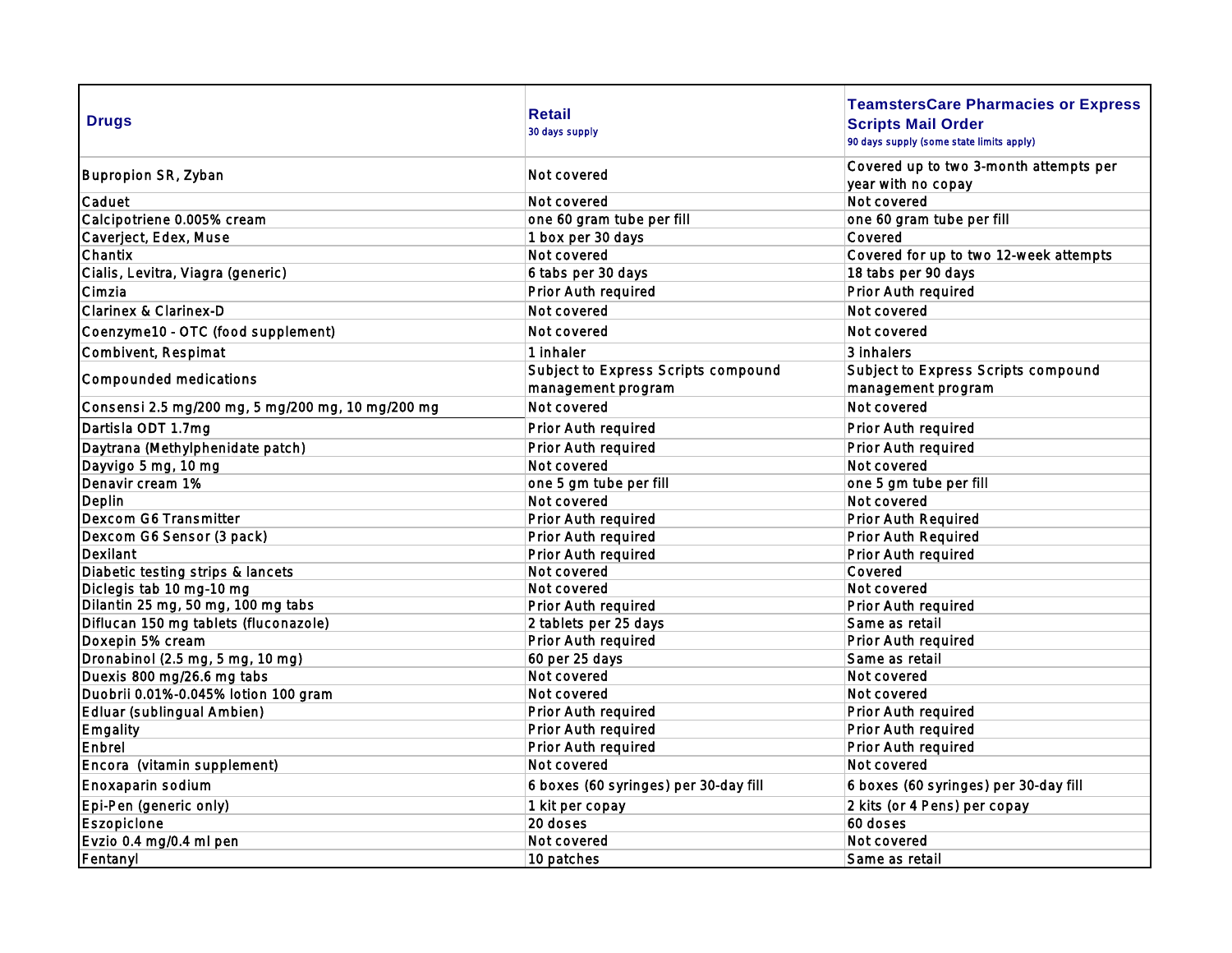| Drugs | Retail<br>30 days supply | TeamstersCare Pharmacies or Express Scripts Mail Order<br>90 days supply (some state limits apply) |
|---|---|---|
| Bupropion SR, Zyban | Not covered | Covered up to two 3-month attempts per year with no copay |
| Caduet | Not covered | Not covered |
| Calcipotriene 0.005% cream | one 60 gram tube per fill | one 60 gram tube per fill |
| Caverject, Edex, Muse | 1 box per 30 days | Covered |
| Chantix | Not covered | Covered for up to two 12-week attempts |
| Cialis, Levitra, Viagra (generic) | 6 tabs per 30 days | 18 tabs per 90 days |
| Cimzia | Prior Auth required | Prior Auth required |
| Clarinex & Clarinex-D | Not covered | Not covered |
| Coenzyme10 - OTC (food supplement) | Not covered | Not covered |
| Combivent, Respimat | 1 inhaler | 3 inhalers |
| Compounded medications | Subject to Express Scripts compound management program | Subject to Express Scripts compound management program |
| Consensi 2.5 mg/200 mg, 5 mg/200 mg, 10 mg/200 mg | Not covered | Not covered |
| Dartisla ODT 1.7mg | Prior Auth required | Prior Auth required |
| Daytrana (Methylphenidate patch) | Prior Auth required | Prior Auth required |
| Dayvigo 5 mg, 10 mg | Not covered | Not covered |
| Denavir cream 1% | one 5 gm tube per fill | one 5 gm tube per fill |
| Deplin | Not covered | Not covered |
| Dexcom G6 Transmitter | Prior Auth required | Prior Auth Required |
| Dexcom G6 Sensor (3 pack) | Prior Auth required | Prior Auth Required |
| Dexilant | Prior Auth required | Prior Auth required |
| Diabetic testing strips & lancets | Not covered | Covered |
| Diclegis tab 10 mg-10 mg | Not covered | Not covered |
| Dilantin 25 mg, 50 mg, 100 mg tabs | Prior Auth required | Prior Auth required |
| Diflucan 150 mg tablets (fluconazole) | 2 tablets per 25 days | Same as retail |
| Doxepin 5% cream | Prior Auth required | Prior Auth required |
| Dronabinol (2.5 mg, 5 mg, 10 mg) | 60 per 25 days | Same as retail |
| Duexis 800 mg/26.6 mg tabs | Not covered | Not covered |
| Duobrii 0.01%-0.045% lotion 100 gram | Not covered | Not covered |
| Edluar (sublingual Ambien) | Prior Auth required | Prior Auth required |
| Emgality | Prior Auth required | Prior Auth required |
| Enbrel | Prior Auth required | Prior Auth required |
| Encora (vitamin supplement) | Not covered | Not covered |
| Enoxaparin sodium | 6 boxes (60 syringes) per 30-day fill | 6 boxes (60 syringes) per 30-day fill |
| Epi-Pen (generic only) | 1 kit per copay | 2 kits (or 4 Pens) per copay |
| Eszopiclone | 20 doses | 60 doses |
| Evzio 0.4 mg/0.4 ml pen | Not covered | Not covered |
| Fentanyl | 10 patches | Same as retail |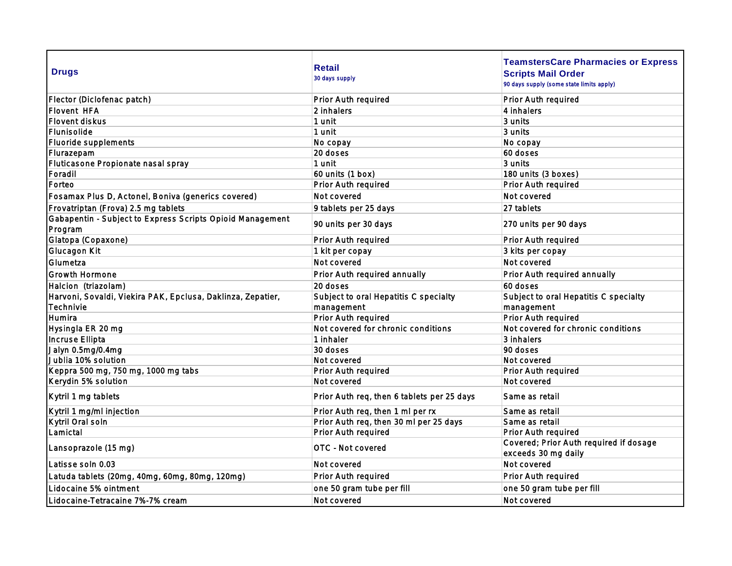| Drugs | Retail<br>30 days supply | TeamstersCare Pharmacies or Express Scripts Mail Order<br>90 days supply (some state limits apply) |
|---|---|---|
| Flector (Diclofenac patch) | Prior Auth required | Prior Auth required |
| Flovent HFA | 2 inhalers | 4 inhalers |
| Flovent diskus | 1 unit | 3 units |
| Flunisolide | 1 unit | 3 units |
| Fluoride supplements | No copay | No copay |
| Flurazepam | 20 doses | 60 doses |
| Fluticasone Propionate nasal spray | 1 unit | 3 units |
| Foradil | 60 units (1 box) | 180 units (3 boxes) |
| Forteo | Prior Auth required | Prior Auth required |
| Fosamax Plus D, Actonel, Boniva (generics covered) | Not covered | Not covered |
| Frovatriptan (Frova) 2.5 mg tablets | 9 tablets per 25 days | 27 tablets |
| Gabapentin - Subject to Express Scripts Opioid Management Program | 90 units per 30 days | 270 units per 90 days |
| Glatopa (Copaxone) | Prior Auth required | Prior Auth required |
| Glucagon Kit | 1 kit per copay | 3 kits per copay |
| Glumetza | Not covered | Not covered |
| Growth Hormone | Prior Auth required annually | Prior Auth required annually |
| Halcion (triazolam) | 20 doses | 60 doses |
| Harvoni, Sovaldi, Viekira PAK, Epclusa, Daklinza, Zepatier, Technivie | Subject to oral Hepatitis C specialty management | Subject to oral Hepatitis C specialty management |
| Humira | Prior Auth required | Prior Auth required |
| Hysingla ER 20 mg | Not covered for chronic conditions | Not covered for chronic conditions |
| Incruse Ellipta | 1 inhaler | 3 inhalers |
| Jalyn 0.5mg/0.4mg | 30 doses | 90 doses |
| Jublia 10% solution | Not covered | Not covered |
| Keppra 500 mg, 750 mg, 1000 mg tabs | Prior Auth required | Prior Auth required |
| Kerydin 5% solution | Not covered | Not covered |
| Kytril 1 mg tablets | Prior Auth req, then 6 tablets per 25 days | Same as retail |
| Kytril 1 mg/ml injection | Prior Auth req, then 1 ml per rx | Same as retail |
| Kytril Oral soln | Prior Auth req, then 30 ml per 25 days | Same as retail |
| Lamictal | Prior Auth required | Prior Auth required |
| Lansoprazole (15 mg) | OTC - Not covered | Covered; Prior Auth required if dosage exceeds 30 mg daily |
| Latisse soln 0.03 | Not covered | Not covered |
| Latuda tablets (20mg, 40mg, 60mg, 80mg, 120mg) | Prior Auth required | Prior Auth required |
| Lidocaine 5% ointment | one 50 gram tube per fill | one 50 gram tube per fill |
| Lidocaine-Tetracaine 7%-7% cream | Not covered | Not covered |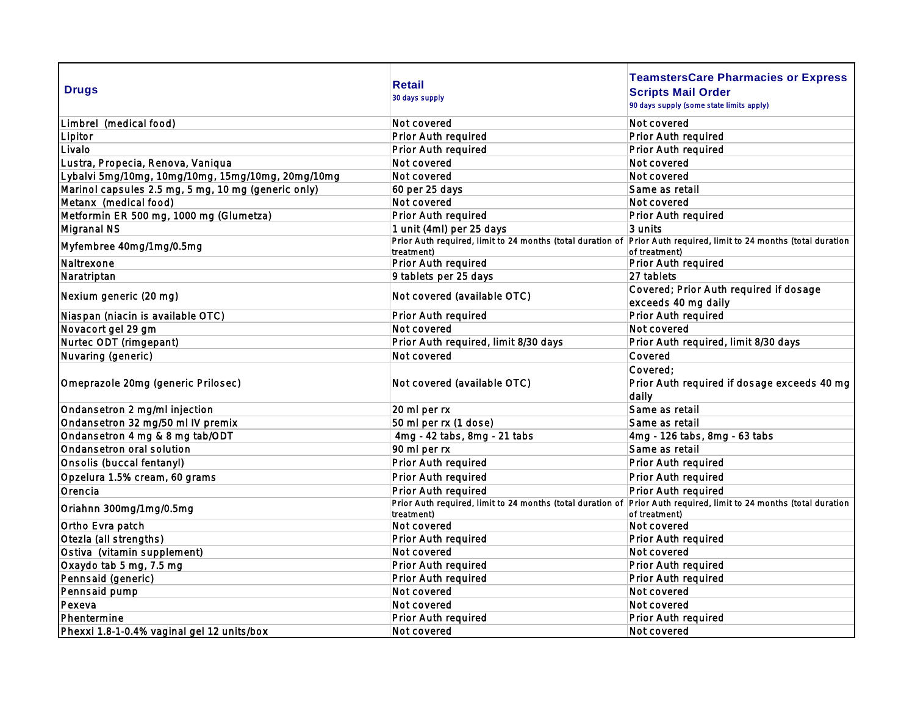| Drugs | Retail<br>30 days supply | TeamstersCare Pharmacies or Express Scripts Mail Order<br>90 days supply (some state limits apply) |
|---|---|---|
| Limbrel (medical food) | Not covered | Not covered |
| Lipitor | Prior Auth required | Prior Auth required |
| Livalo | Prior Auth required | Prior Auth required |
| Lustra, Propecia, Renova, Vaniqua | Not covered | Not covered |
| Lybalvi 5mg/10mg, 10mg/10mg, 15mg/10mg, 20mg/10mg | Not covered | Not covered |
| Marinol capsules 2.5 mg, 5 mg, 10 mg (generic only) | 60 per 25 days | Same as retail |
| Metanx (medical food) | Not covered | Not covered |
| Metformin ER 500 mg, 1000 mg (Glumetza) | Prior Auth required | Prior Auth required |
| Migranal NS | 1 unit (4ml) per 25 days | 3 units |
| Myfembree 40mg/1mg/0.5mg | Prior Auth required, limit to 24 months (total duration of treatment) | Prior Auth required, limit to 24 months (total duration of treatment) |
| Naltrexone | Prior Auth required | Prior Auth required |
| Naratriptan | 9 tablets per 25 days | 27 tablets |
| Nexium generic (20 mg) | Not covered (available OTC) | Covered; Prior Auth required if dosage exceeds 40 mg daily |
| Niaspan (niacin is available OTC) | Prior Auth required | Prior Auth required |
| Novacort gel 29 gm | Not covered | Not covered |
| Nurtec ODT (rimgepant) | Prior Auth required, limit 8/30 days | Prior Auth required, limit 8/30 days |
| Nuvaring (generic) | Not covered | Covered |
| Omeprazole 20mg (generic Prilosec) | Not covered (available OTC) | Covered;<br>Prior Auth required if dosage exceeds 40 mg daily |
| Ondansetron 2 mg/ml injection | 20 ml per rx | Same as retail |
| Ondansetron 32 mg/50 ml IV premix | 50 ml per rx (1 dose) | Same as retail |
| Ondansetron 4 mg & 8 mg tab/ODT | 4mg - 42 tabs, 8mg - 21 tabs | 4mg - 126 tabs, 8mg - 63 tabs |
| Ondansetron oral solution | 90 ml per rx | Same as retail |
| Onsolis (buccal fentanyl) | Prior Auth required | Prior Auth required |
| Opzelura 1.5% cream, 60 grams | Prior Auth required | Prior Auth required |
| Orencia | Prior Auth required | Prior Auth required |
| Oriahnn 300mg/1mg/0.5mg | Prior Auth required, limit to 24 months (total duration of treatment) | Prior Auth required, limit to 24 months (total duration of treatment) |
| Ortho Evra patch | Not covered | Not covered |
| Otezla (all strengths) | Prior Auth required | Prior Auth required |
| Ostiva (vitamin supplement) | Not covered | Not covered |
| Oxaydo tab 5 mg, 7.5 mg | Prior Auth required | Prior Auth required |
| Pennsaid (generic) | Prior Auth required | Prior Auth required |
| Pennsaid pump | Not covered | Not covered |
| Pexeva | Not covered | Not covered |
| Phentermine | Prior Auth required | Prior Auth required |
| Phexxi 1.8-1-0.4% vaginal gel 12 units/box | Not covered | Not covered |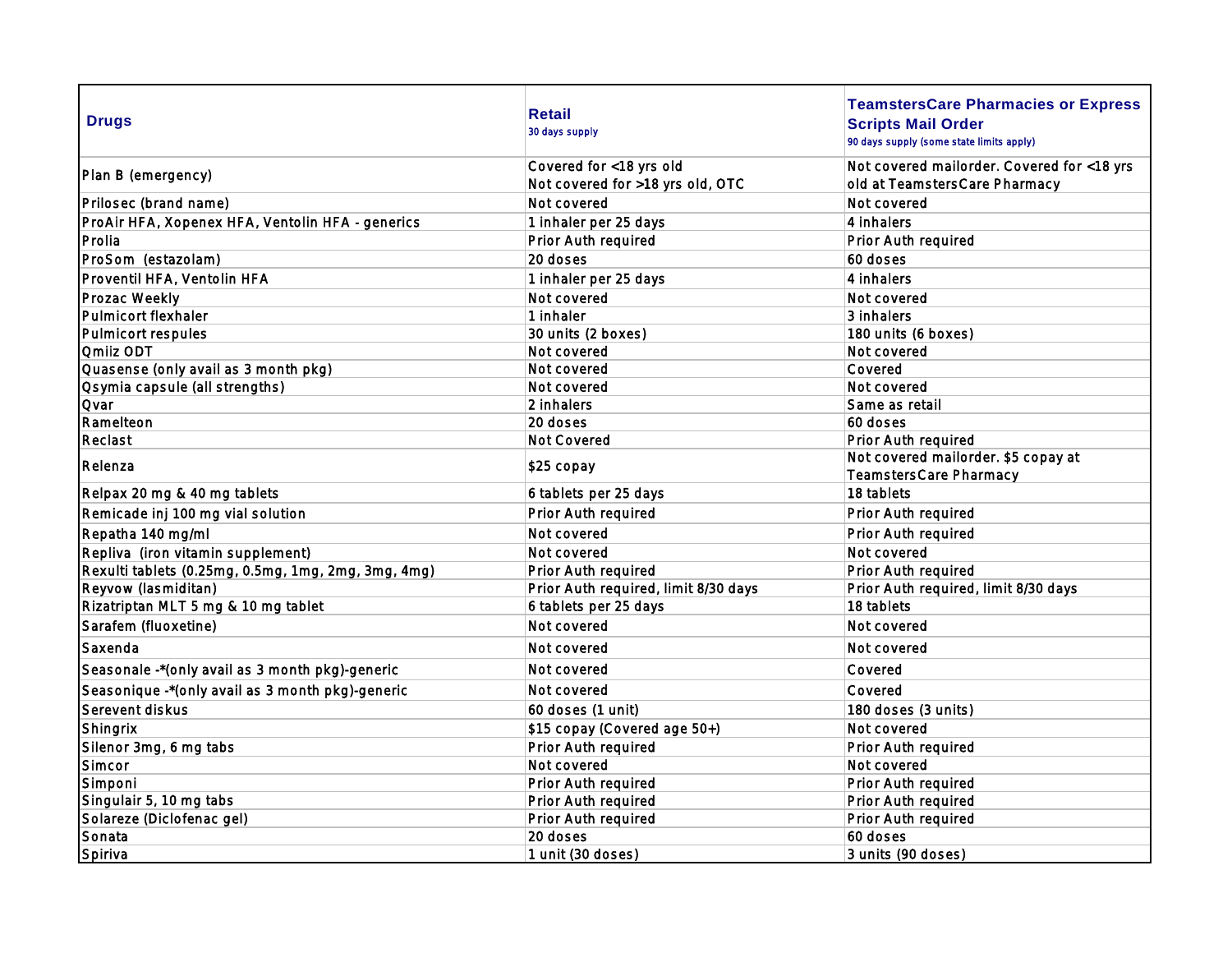| Drugs | Retail<br>30 days supply | TeamstersCare Pharmacies or Express Scripts Mail Order<br>90 days supply (some state limits apply) |
|---|---|---|
| Plan B (emergency) | Covered for <18 yrs old<br>Not covered for >18 yrs old, OTC | Not covered mailorder. Covered for <18 yrs old at TeamstersCare Pharmacy |
| Prilosec (brand name) | Not covered | Not covered |
| ProAir HFA, Xopenex HFA, Ventolin HFA - generics | 1 inhaler per 25 days | 4 inhalers |
| Prolia | Prior Auth required | Prior Auth required |
| ProSom (estazolam) | 20 doses | 60 doses |
| Proventil HFA, Ventolin HFA | 1 inhaler per 25 days | 4 inhalers |
| Prozac Weekly | Not covered | Not covered |
| Pulmicort flexhaler | 1 inhaler | 3 inhalers |
| Pulmicort respules | 30 units (2 boxes) | 180 units (6 boxes) |
| Qmiiz ODT | Not covered | Not covered |
| Quasense (only avail as 3 month pkg) | Not covered | Covered |
| Qsymia capsule (all strengths) | Not covered | Not covered |
| Qvar | 2 inhalers | Same as retail |
| Ramelteon | 20 doses | 60 doses |
| Reclast | Not Covered | Prior Auth required |
| Relenza | $25 copay | Not covered mailorder. $5 copay at TeamstersCare Pharmacy |
| Relpax 20 mg & 40 mg tablets | 6 tablets per 25 days | 18 tablets |
| Remicade inj 100 mg vial solution | Prior Auth required | Prior Auth required |
| Repatha 140 mg/ml | Not covered | Prior Auth required |
| Repliva (iron vitamin supplement) | Not covered | Not covered |
| Rexulti tablets (0.25mg, 0.5mg, 1mg, 2mg, 3mg, 4mg) | Prior Auth required | Prior Auth required |
| Reyvow (lasmiditan) | Prior Auth required, limit 8/30 days | Prior Auth required, limit 8/30 days |
| Rizatriptan MLT 5 mg & 10 mg tablet | 6 tablets per 25 days | 18 tablets |
| Sarafem (fluoxetine) | Not covered | Not covered |
| Saxenda | Not covered | Not covered |
| Seasonale -*(only avail as 3 month pkg)-generic | Not covered | Covered |
| Seasonique -*(only avail as 3 month pkg)-generic | Not covered | Covered |
| Serevent diskus | 60 doses (1 unit) | 180 doses (3 units) |
| Shingrix | $15 copay (Covered age 50+) | Not covered |
| Silenor 3mg, 6 mg tabs | Prior Auth required | Prior Auth required |
| Simcor | Not covered | Not covered |
| Simponi | Prior Auth required | Prior Auth required |
| Singulair 5, 10 mg tabs | Prior Auth required | Prior Auth required |
| Solareze (Diclofenac gel) | Prior Auth required | Prior Auth required |
| Sonata | 20 doses | 60 doses |
| Spiriva | 1 unit (30 doses) | 3 units (90 doses) |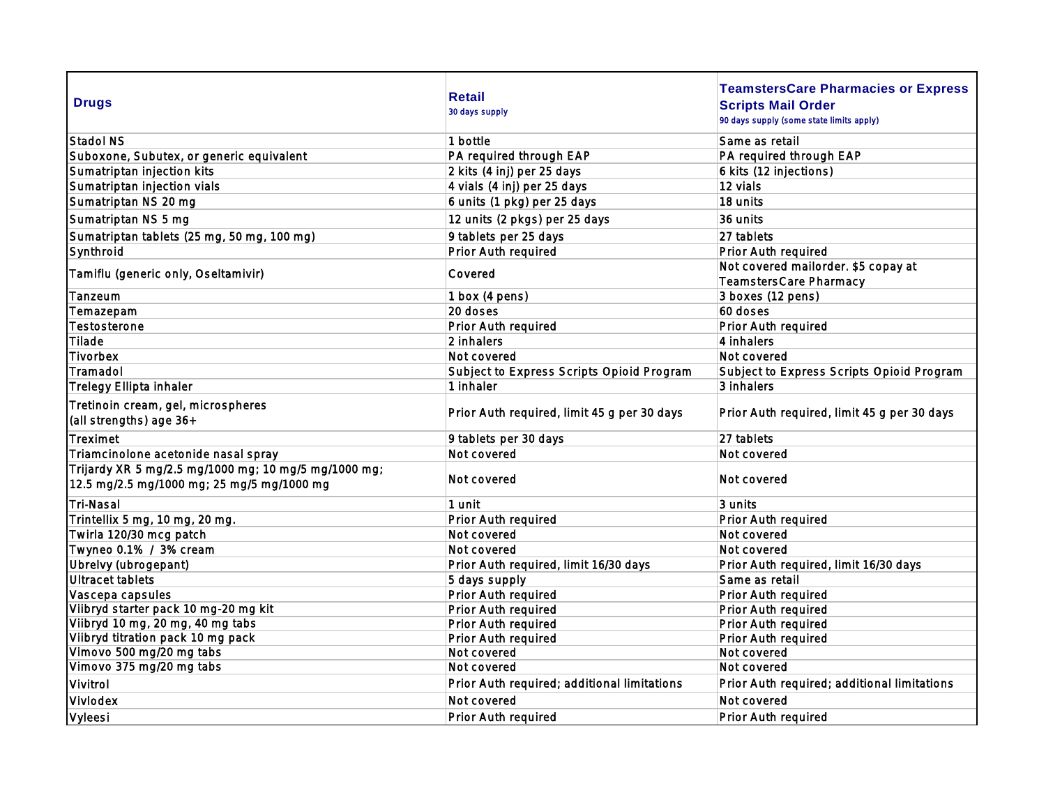| Drugs | Retail<br>30 days supply | TeamstersCare Pharmacies or Express Scripts Mail Order<br>90 days supply (some state limits apply) |
|---|---|---|
| Stadol NS | 1 bottle | Same as retail |
| Suboxone, Subutex, or generic equivalent | PA required through EAP | PA required through EAP |
| Sumatriptan injection kits | 2 kits (4 inj) per 25 days | 6 kits (12 injections) |
| Sumatriptan injection vials | 4 vials (4 inj) per 25 days | 12 vials |
| Sumatriptan NS 20 mg | 6 units (1 pkg) per 25 days | 18 units |
| Sumatriptan NS 5 mg | 12 units (2 pkgs) per 25 days | 36 units |
| Sumatriptan tablets (25 mg, 50 mg, 100 mg) | 9 tablets per 25 days | 27 tablets |
| Synthroid | Prior Auth required | Prior Auth required |
| Tamiflu (generic only, Oseltamivir) | Covered | Not covered mailorder. $5 copay at TeamstersCare Pharmacy |
| Tanzeum | 1 box (4 pens) | 3 boxes (12 pens) |
| Temazepam | 20 doses | 60 doses |
| Testosterone | Prior Auth required | Prior Auth required |
| Tilade | 2 inhalers | 4 inhalers |
| Tivorbex | Not covered | Not covered |
| Tramadol | Subject to Express Scripts Opioid Program | Subject to Express Scripts Opioid Program |
| Trelegy Ellipta inhaler | 1 inhaler | 3 inhalers |
| Tretinoin cream, gel, microspheres (all strengths) age 36+ | Prior Auth required, limit 45 g per 30 days | Prior Auth required, limit 45 g per 30 days |
| Treximet | 9 tablets per 30 days | 27 tablets |
| Triamcinolone acetonide nasal spray | Not covered | Not covered |
| Trijardy XR 5 mg/2.5 mg/1000 mg; 10 mg/5 mg/1000 mg; 12.5 mg/2.5 mg/1000 mg; 25 mg/5 mg/1000 mg | Not covered | Not covered |
| Tri-Nasal | 1 unit | 3 units |
| Trintellix 5 mg, 10 mg, 20 mg. | Prior Auth required | Prior Auth required |
| Twirla 120/30 mcg patch | Not covered | Not covered |
| Twyneo 0.1% / 3% cream | Not covered | Not covered |
| Ubrelvy (ubrogepant) | Prior Auth required, limit 16/30 days | Prior Auth required, limit 16/30 days |
| Ultracet tablets | 5 days supply | Same as retail |
| Vascepa capsules | Prior Auth required | Prior Auth required |
| Viibryd starter pack 10 mg-20 mg kit | Prior Auth required | Prior Auth required |
| Viibryd 10 mg, 20 mg, 40 mg tabs | Prior Auth required | Prior Auth required |
| Viibryd titration pack 10 mg pack | Prior Auth required | Prior Auth required |
| Vimovo 500 mg/20 mg tabs | Not covered | Not covered |
| Vimovo 375 mg/20 mg tabs | Not covered | Not covered |
| Vivitrol | Prior Auth required; additional limitations | Prior Auth required; additional limitations |
| Vivlodex | Not covered | Not covered |
| Vyleesi | Prior Auth required | Prior Auth required |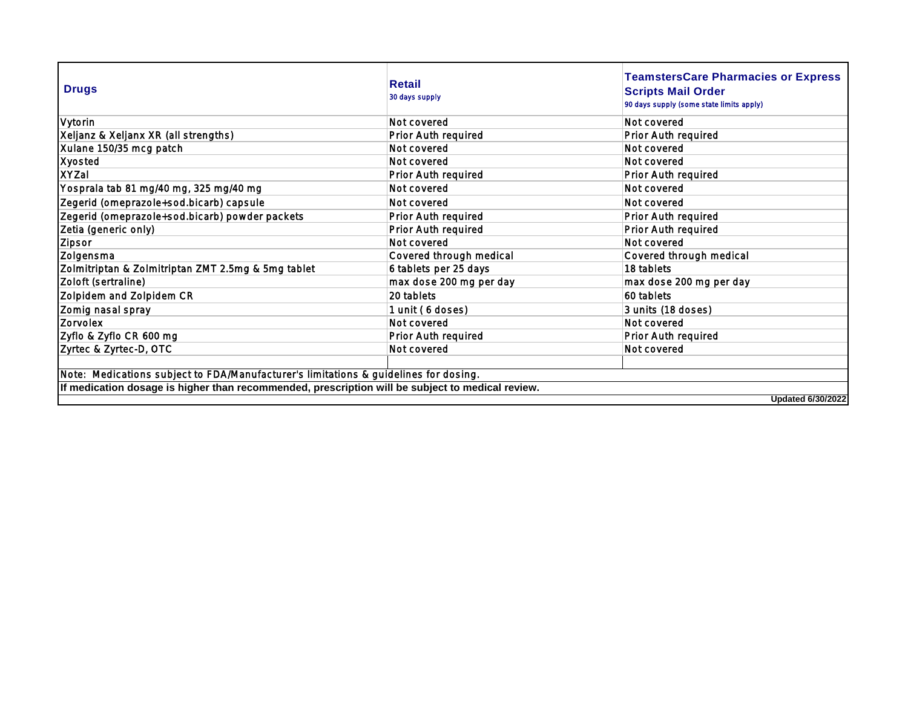| Drugs | Retail 30 days supply | TeamstersCare Pharmacies or Express Scripts Mail Order 90 days supply (some state limits apply) |
|---|---|---|
| Vytorin | Not covered | Not covered |
| Xeljanz & Xeljanx XR (all strengths) | Prior Auth required | Prior Auth required |
| Xulane 150/35 mcg patch | Not covered | Not covered |
| Xyosted | Not covered | Not covered |
| XYZal | Prior Auth required | Prior Auth required |
| Yosprala tab 81 mg/40 mg, 325 mg/40 mg | Not covered | Not covered |
| Zegerid (omeprazole+sod.bicarb) capsule | Not covered | Not covered |
| Zegerid (omeprazole+sod.bicarb) powder packets | Prior Auth required | Prior Auth required |
| Zetia (generic only) | Prior Auth required | Prior Auth required |
| Zipsor | Not covered | Not covered |
| Zolgensma | Covered through medical | Covered through medical |
| Zolmitriptan & Zolmitriptan ZMT 2.5mg & 5mg tablet | 6 tablets per 25 days | 18 tablets |
| Zoloft (sertraline) | max dose 200 mg per day | max dose 200 mg per day |
| Zolpidem and Zolpidem CR | 20 tablets | 60 tablets |
| Zomig nasal spray | 1 unit ( 6 doses) | 3 units (18 doses) |
| Zorvolex | Not covered | Not covered |
| Zyflo & Zyflo CR 600 mg | Prior Auth required | Prior Auth required |
| Zyrtec & Zyrtec-D, OTC | Not covered | Not covered |

Note: Medications subject to FDA/Manufacturer's limitations & guidelines for dosing.

**If medication dosage is higher than recommended, prescription will be subject to medical review.**

**Updated 6/30/2022**